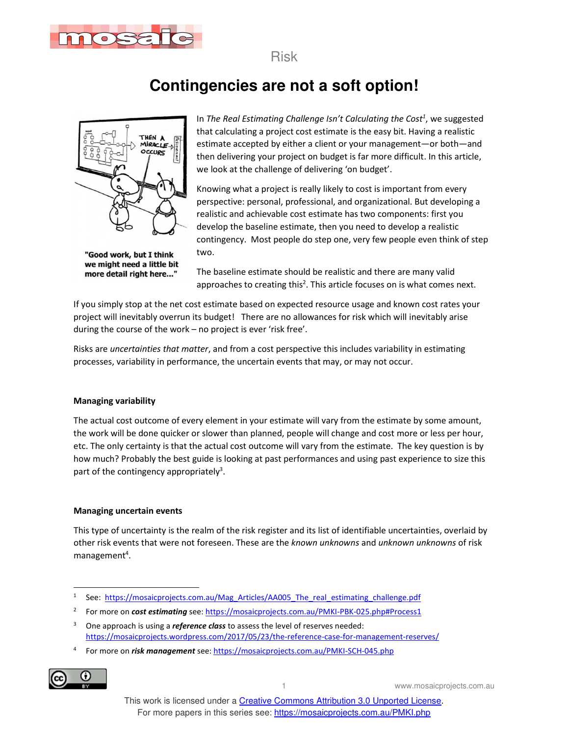Risk

# Contingencies are not a soft option!

"Good work, but I think we might need a little bit more detail right here..."

In *The Real Estimating Challenge Isn't Calculating the Cost*[1], we suggested that calculating a project cost estimate is the easy bit. Having a realistic estimate accepted by either a client or your management—or both—and then delivering your project on budget is far more difficult. In this article, we look at the challenge of delivering 'on budget'.

Knowing what a project is really likely to cost is important from every perspective: personal, professional, and organizational. But developing a realistic and achievable cost estimate has two components: first you develop the baseline estimate, then you need to develop a realistic contingency. Most people do step one, very few people even think of step two.

The baseline estimate should be realistic and there are many valid approaches to creating this[2]. This article focuses on is what comes next.

If you simply stop at the net cost estimate based on expected resource usage and known cost rates your project will inevitably overrun its budget! There are no allowances for risk which will inevitably arise during the course of the work – no project is ever 'risk free'.

Risks are *uncertainties that matter*, and from a cost perspective this includes variability in estimating processes, variability in performance, the uncertain events that may, or may not occur.

**Managing variability**

The actual cost outcome of every element in your estimate will vary from the estimate by some amount, the work will be done quicker or slower than planned, people will change and cost more or less per hour, etc. The only certainty is that the actual cost outcome will vary from the estimate. The key question is by how much? Probably the best guide is looking at past performances and using past experience to size this part of the contingency appropriately[3].

**Managing uncertain events**

This type of uncertainty is the realm of the risk register and its list of identifiable uncertainties, overlaid by other risk events that were not foreseen. These are the *known unknowns* and *unknown unknowns* of risk management[4].

---

1 See: https://mosaicprojects.com.au/Mag_Articles/AA005_The_real_estimating_challenge.pdf

2 For more on ***cost estimating*** see: https://mosaicprojects.com.au/PMKI-PBK-025.php#Process1

3 One approach is using a ***reference class*** to assess the level of reserves needed: https://mosaicprojects.wordpress.com/2017/05/23/the-reference-case-for-management-reserves/

4 For more on ***risk management*** see: https://mosaicprojects.com.au/PMKI-SCH-045.php

This work is licensed under a Creative Commons Attribution 3.0 Unported License.
For more papers in this series see: https://mosaicprojects.com.au/PMKI.php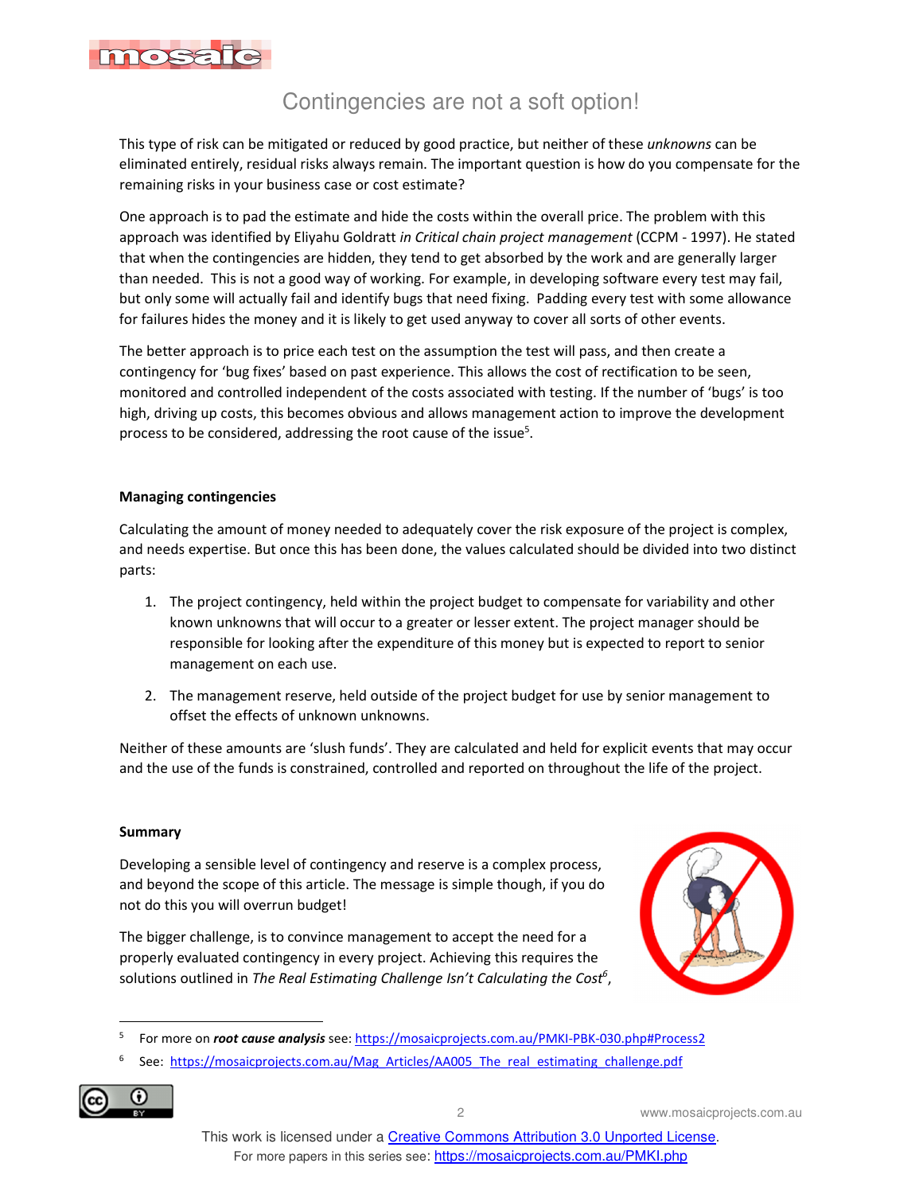This type of risk can be mitigated or reduced by good practice, but neither of these *unknowns* can be eliminated entirely, residual risks always remain. The important question is how do you compensate for the remaining risks in your business case or cost estimate?

One approach is to pad the estimate and hide the costs within the overall price. The problem with this approach was identified by Eliyahu Goldratt *in Critical chain project management* (CCPM - 1997). He stated that when the contingencies are hidden, they tend to get absorbed by the work and are generally larger than needed. This is not a good way of working. For example, in developing software every test may fail, but only some will actually fail and identify bugs that need fixing. Padding every test with some allowance for failures hides the money and it is likely to get used anyway to cover all sorts of other events.

The better approach is to price each test on the assumption the test will pass, and then create a contingency for 'bug fixes' based on past experience. This allows the cost of rectification to be seen, monitored and controlled independent of the costs associated with testing. If the number of 'bugs' is too high, driving up costs, this becomes obvious and allows management action to improve the development process to be considered, addressing the root cause of the issue[5].

**Managing contingencies**

Calculating the amount of money needed to adequately cover the risk exposure of the project is complex, and needs expertise. But once this has been done, the values calculated should be divided into two distinct parts:

1. The project contingency, held within the project budget to compensate for variability and other known unknowns that will occur to a greater or lesser extent. The project manager should be responsible for looking after the expenditure of this money but is expected to report to senior management on each use.
2. The management reserve, held outside of the project budget for use by senior management to offset the effects of unknown unknowns.

Neither of these amounts are 'slush funds'. They are calculated and held for explicit events that may occur and the use of the funds is constrained, controlled and reported on throughout the life of the project.

**Summary**

Developing a sensible level of contingency and reserve is a complex process, and beyond the scope of this article. The message is simple though, if you do not do this you will overrun budget!

The bigger challenge, is to convince management to accept the need for a properly evaluated contingency in every project. Achieving this requires the solutions outlined in *The Real Estimating Challenge Isn't Calculating the Cost*[6],

---

[5] For more on ***root cause analysis*** see: https://mosaicprojects.com.au/PMKI-PBK-030.php#Process2

[6] See: https://mosaicprojects.com.au/Mag_Articles/AA005_The_real_estimating_challenge.pdf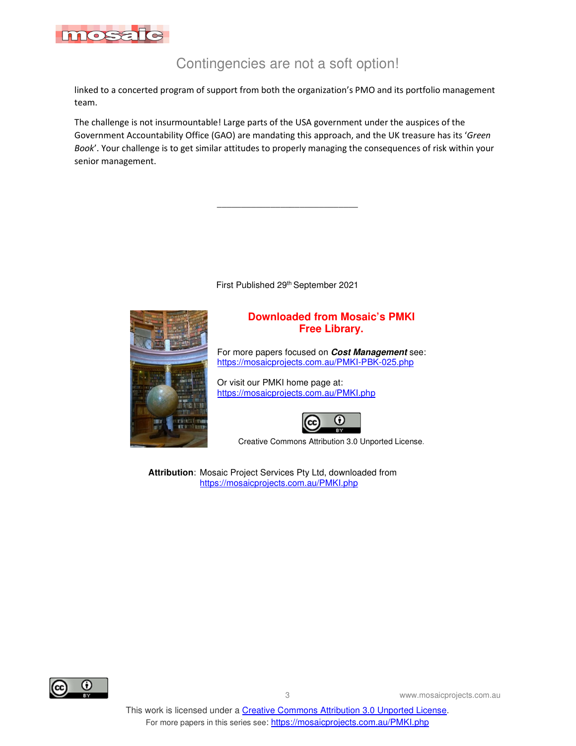linked to a concerted program of support from both the organization's PMO and its portfolio management team.

The challenge is not insurmountable! Large parts of the USA government under the auspices of the Government Accountability Office (GAO) are mandating this approach, and the UK treasure has its '*Green Book*'. Your challenge is to get similar attitudes to properly managing the consequences of risk within your senior management.

\_\_\_\_\_\_\_\_\_\_\_\_\_\_\_\_\_\_\_\_\_\_\_\_\_\_\_\_\_\_

First Published 29th September 2021

**Downloaded from Mosaic's PMKI Free Library.**

For more papers focused on ***Cost Management*** see:
https://mosaicprojects.com.au/PMKI-PBK-025.php

Or visit our PMKI home page at:
https://mosaicprojects.com.au/PMKI.php

Creative Commons Attribution 3.0 Unported License.

**Attribution**: Mosaic Project Services Pty Ltd, downloaded from https://mosaicprojects.com.au/PMKI.php